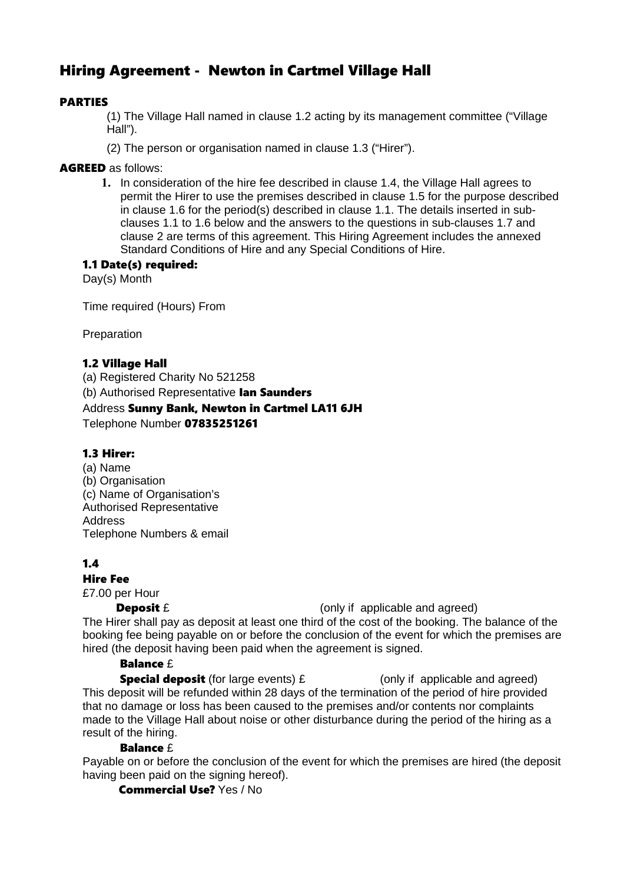# Hiring Agreement - Newton in Cartmel Village Hall

**PARTIES**

(1) The Village Hall named in clause 1.2 acting by its management committee ("Village Hall").

(2) The person or organisation named in clause 1.3 ("Hirer").

**AGREED** as follows:

1. In consideration of the hire fee described in clause 1.4, the Village Hall agrees to permit the Hirer to use the premises described in clause 1.5 for the purpose described in clause 1.6 for the period(s) described in clause 1.1. The details inserted in sub-clauses 1.1 to 1.6 below and the answers to the questions in sub-clauses 1.7 and clause 2 are terms of this agreement. This Hiring Agreement includes the annexed Standard Conditions of Hire and any Special Conditions of Hire.

### 1.1 Date(s) required:

Day(s) Month

Time required (Hours) From

Preparation

### 1.2 Village Hall

(a) Registered Charity No 521258

(b) Authorised Representative **Ian Saunders**

Address **Sunny Bank, Newton in Cartmel LA11 6JH**

Telephone Number **07835251261**

### 1.3 Hirer:

(a) Name
(b) Organisation
(c) Name of Organisation's Authorised Representative
Address
Telephone Numbers & email

### 1.4

**Hire Fee**

£7.00 per Hour

**Deposit** £ (only if applicable and agreed)

The Hirer shall pay as deposit at least one third of the cost of the booking. The balance of the booking fee being payable on or before the conclusion of the event for which the premises are hired (the deposit having been paid when the agreement is signed.

**Balance** £

**Special deposit** (for large events) £ (only if applicable and agreed)

This deposit will be refunded within 28 days of the termination of the period of hire provided that no damage or loss has been caused to the premises and/or contents nor complaints made to the Village Hall about noise or other disturbance during the period of the hiring as a result of the hiring.

**Balance** £

Payable on or before the conclusion of the event for which the premises are hired (the deposit having been paid on the signing hereof).

**Commercial Use?** Yes / No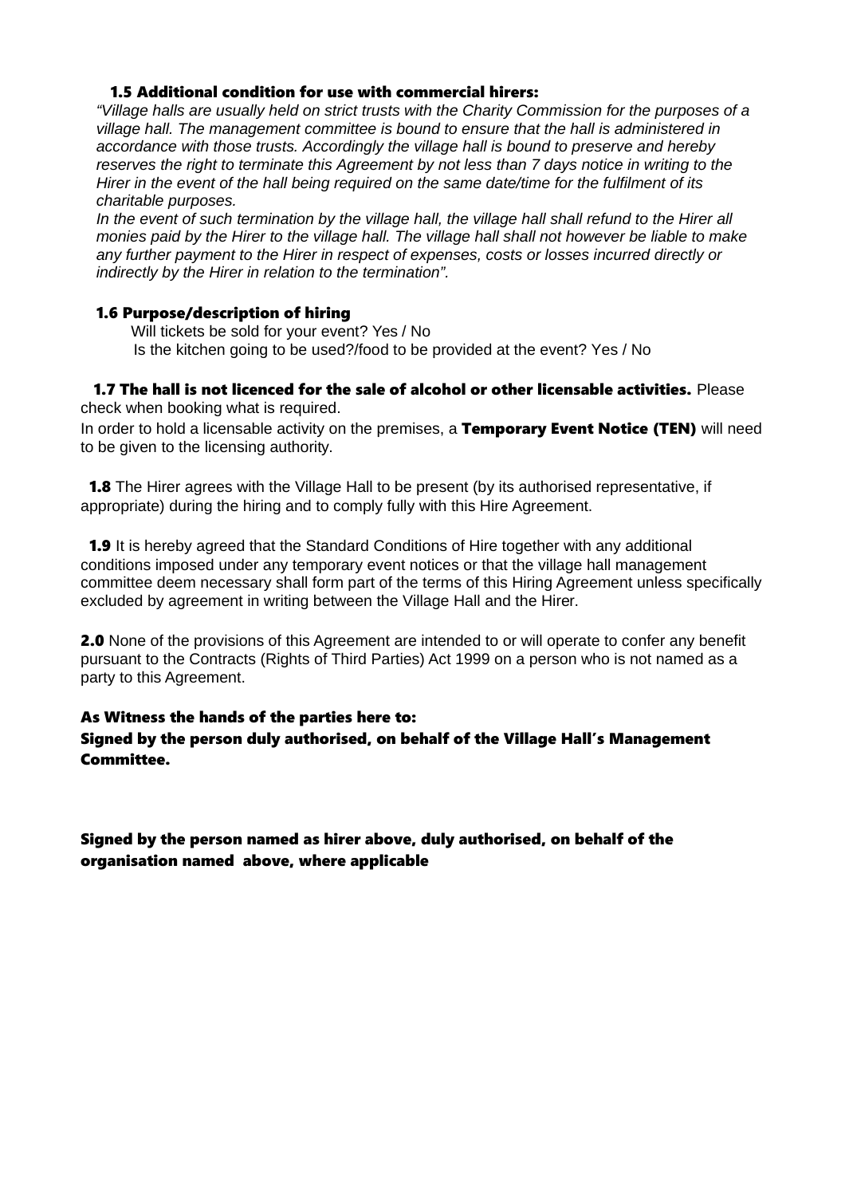### 1.5 Additional condition for use with commercial hirers:

*"Village halls are usually held on strict trusts with the Charity Commission for the purposes of a village hall. The management committee is bound to ensure that the hall is administered in accordance with those trusts. Accordingly the village hall is bound to preserve and hereby reserves the right to terminate this Agreement by not less than 7 days notice in writing to the Hirer in the event of the hall being required on the same date/time for the fulfilment of its charitable purposes.*

*In the event of such termination by the village hall, the village hall shall refund to the Hirer all monies paid by the Hirer to the village hall. The village hall shall not however be liable to make any further payment to the Hirer in respect of expenses, costs or losses incurred directly or indirectly by the Hirer in relation to the termination".*

### 1.6 Purpose/description of hiring

Will tickets be sold for your event? Yes / No

Is the kitchen going to be used?/food to be provided at the event? Yes / No

**1.7 The hall is not licenced for the sale of alcohol or other licensable activities.** Please check when booking what is required.

In order to hold a licensable activity on the premises, a **Temporary Event Notice (TEN)** will need to be given to the licensing authority.

**1.8** The Hirer agrees with the Village Hall to be present (by its authorised representative, if appropriate) during the hiring and to comply fully with this Hire Agreement.

**1.9** It is hereby agreed that the Standard Conditions of Hire together with any additional conditions imposed under any temporary event notices or that the village hall management committee deem necessary shall form part of the terms of this Hiring Agreement unless specifically excluded by agreement in writing between the Village Hall and the Hirer.

**2.0** None of the provisions of this Agreement are intended to or will operate to confer any benefit pursuant to the Contracts (Rights of Third Parties) Act 1999 on a person who is not named as a party to this Agreement.

**As Witness the hands of the parties here to:**

**Signed by the person duly authorised, on behalf of the Village Hall's Management Committee.**

**Signed by the person named as hirer above, duly authorised, on behalf of the organisation named above, where applicable**